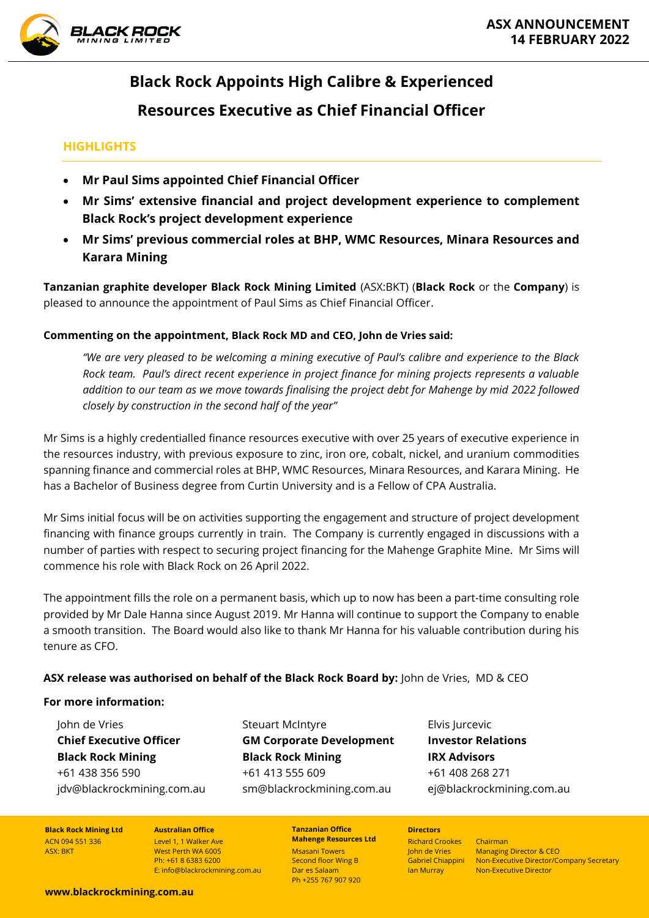**ASX ANNOUNCEMENT**
**14 FEBRUARY 2022**

# Black Rock Appoints High Calibre & Experienced Resources Executive as Chief Financial Officer

## HIGHLIGHTS

- **Mr Paul Sims appointed Chief Financial Officer**
- **Mr Sims' extensive financial and project development experience to complement Black Rock's project development experience**
- **Mr Sims' previous commercial roles at BHP, WMC Resources, Minara Resources and Karara Mining**

**Tanzanian graphite developer Black Rock Mining Limited** (ASX:BKT) (**Black Rock** or the **Company**) is pleased to announce the appointment of Paul Sims as Chief Financial Officer.

**Commenting on the appointment, Black Rock MD and CEO, John de Vries said:**

> *"We are very pleased to be welcoming a mining executive of Paul's calibre and experience to the Black Rock team. Paul's direct recent experience in project finance for mining projects represents a valuable addition to our team as we move towards finalising the project debt for Mahenge by mid 2022 followed closely by construction in the second half of the year"*

Mr Sims is a highly credentialled finance resources executive with over 25 years of executive experience in the resources industry, with previous exposure to zinc, iron ore, cobalt, nickel, and uranium commodities spanning finance and commercial roles at BHP, WMC Resources, Minara Resources, and Karara Mining. He has a Bachelor of Business degree from Curtin University and is a Fellow of CPA Australia.

Mr Sims initial focus will be on activities supporting the engagement and structure of project development financing with finance groups currently in train. The Company is currently engaged in discussions with a number of parties with respect to securing project financing for the Mahenge Graphite Mine. Mr Sims will commence his role with Black Rock on 26 April 2022.

The appointment fills the role on a permanent basis, which up to now has been a part-time consulting role provided by Mr Dale Hanna since August 2019. Mr Hanna will continue to support the Company to enable a smooth transition. The Board would also like to thank Mr Hanna for his valuable contribution during his tenure as CFO.

**ASX release was authorised on behalf of the Black Rock Board by:** John de Vries, MD & CEO

**For more information:**

John de Vries
**Chief Executive Officer**
**Black Rock Mining**
+61 438 356 590
jdv@blackrockmining.com.au

Steuart McIntyre
**GM Corporate Development**
**Black Rock Mining**
+61 413 555 609
sm@blackrockmining.com.au

Elvis Jurcevic
**Investor Relations**
**IRX Advisors**
+61 408 268 271
ej@blackrockmining.com.au

**Black Rock Mining Ltd**
ACN 094 551 336
ASX: BKT

**Australian Office**
Level 1, 1 Walker Ave
West Perth WA 6005
Ph: +61 8 6383 6200
E: info@blackrockmining.com.au

**Tanzanian Office**
**Mahenge Resources Ltd**
Msasani Towers
Second floor Wing B
Dar es Salaam
Ph +255 767 907 920

**Directors**

| | |
|---|---|
| Richard Crookes | Chairman |
| John de Vries | Managing Director & CEO |
| Gabriel Chiappini | Non-Executive Director/Company Secretary |
| Ian Murray | Non-Executive Director |

**www.blackrockmining.com.au**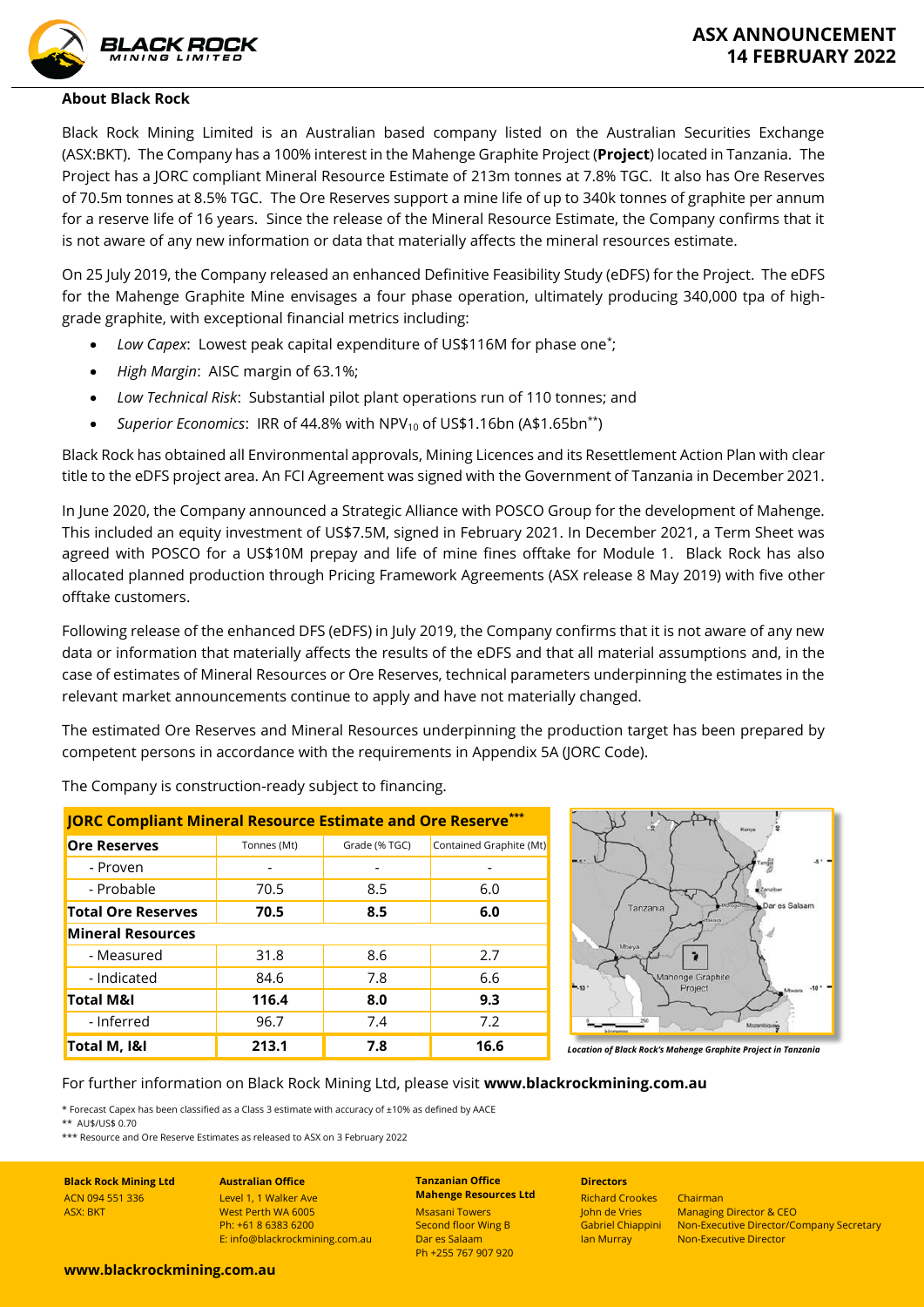## About Black Rock

Black Rock Mining Limited is an Australian based company listed on the Australian Securities Exchange (ASX:BKT). The Company has a 100% interest in the Mahenge Graphite Project (**Project**) located in Tanzania. The Project has a JORC compliant Mineral Resource Estimate of 213m tonnes at 7.8% TGC. It also has Ore Reserves of 70.5m tonnes at 8.5% TGC. The Ore Reserves support a mine life of up to 340k tonnes of graphite per annum for a reserve life of 16 years. Since the release of the Mineral Resource Estimate, the Company confirms that it is not aware of any new information or data that materially affects the mineral resources estimate.

On 25 July 2019, the Company released an enhanced Definitive Feasibility Study (eDFS) for the Project. The eDFS for the Mahenge Graphite Mine envisages a four phase operation, ultimately producing 340,000 tpa of high-grade graphite, with exceptional financial metrics including:

- *Low Capex*: Lowest peak capital expenditure of US$116M for phase one*;
- *High Margin*: AISC margin of 63.1%;
- *Low Technical Risk*: Substantial pilot plant operations run of 110 tonnes; and
- *Superior Economics*: IRR of 44.8% with $NPV_{10}$ of US$1.16bn (A$1.65bn**)

Black Rock has obtained all Environmental approvals, Mining Licences and its Resettlement Action Plan with clear title to the eDFS project area. An FCI Agreement was signed with the Government of Tanzania in December 2021.

In June 2020, the Company announced a Strategic Alliance with POSCO Group for the development of Mahenge. This included an equity investment of US$7.5M, signed in February 2021. In December 2021, a Term Sheet was agreed with POSCO for a US$10M prepay and life of mine fines offtake for Module 1. Black Rock has also allocated planned production through Pricing Framework Agreements (ASX release 8 May 2019) with five other offtake customers.

Following release of the enhanced DFS (eDFS) in July 2019, the Company confirms that it is not aware of any new data or information that materially affects the results of the eDFS and that all material assumptions and, in the case of estimates of Mineral Resources or Ore Reserves, technical parameters underpinning the estimates in the relevant market announcements continue to apply and have not materially changed.

The estimated Ore Reserves and Mineral Resources underpinning the production target has been prepared by competent persons in accordance with the requirements in Appendix 5A (JORC Code).

The Company is construction-ready subject to financing.

**JORC Compliant Mineral Resource Estimate and Ore Reserve*****

| **Ore Reserves** | Tonnes (Mt) | Grade (% TGC) | Contained Graphite (Mt) |
|---|---|---|---|
| - Proven | - | - | - |
| - Probable | 70.5 | 8.5 | 6.0 |
| **Total Ore Reserves** | **70.5** | **8.5** | **6.0** |
| **Mineral Resources** | | | |
| - Measured | 31.8 | 8.6 | 2.7 |
| - Indicated | 84.6 | 7.8 | 6.6 |
| **Total M&I** | **116.4** | **8.0** | **9.3** |
| - Inferred | 96.7 | 7.4 | 7.2 |
| **Total M, I&I** | **213.1** | **7.8** | **16.6** |

Kenya
Tanga
Zanzibar
Dar es Salaam
Tanzania
Morogoro
Mbeya
Mahenge Graphite Project
Mtwara
Mozambique
0 250 kilometres

*Location of Black Rock's Mahenge Graphite Project in Tanzania*

For further information on Black Rock Mining Ltd, please visit **www.blackrockmining.com.au**

\* Forecast Capex has been classified as a Class 3 estimate with accuracy of ±10% as defined by AACE
** AU$/US$ 0.70
*** Resource and Ore Reserve Estimates as released to ASX on 3 February 2022

**Black Rock Mining Ltd**
ACN 094 551 336
ASX: BKT

**Australian Office**
Level 1, 1 Walker Ave
West Perth WA 6005
Ph: +61 8 6383 6200
E: info@blackrockmining.com.au

**Tanzanian Office**
**Mahenge Resources Ltd**
Msasani Towers
Second floor Wing B
Dar es Salaam
Ph +255 767 907 920

**Directors**
Richard Crookes — Chairman
John de Vries — Managing Director & CEO
Gabriel Chiappini — Non-Executive Director/Company Secretary
Ian Murray — Non-Executive Director

**www.blackrockmining.com.au**